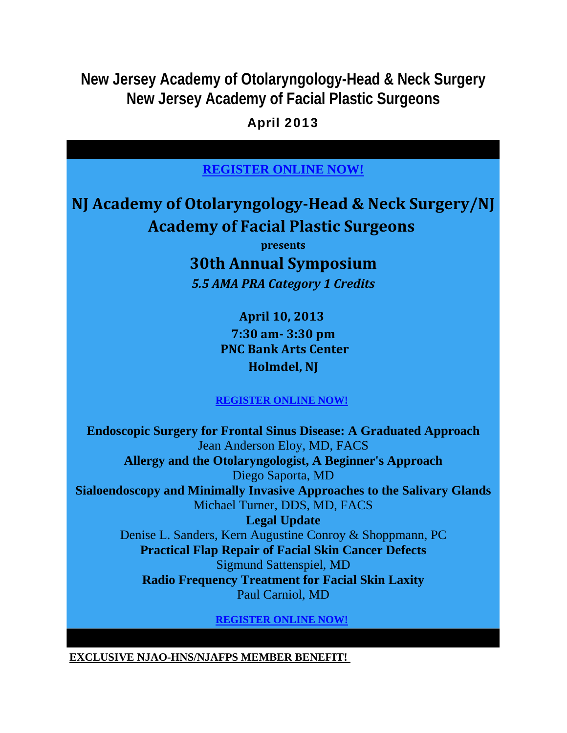# New Jersey Academy of Otolaryngology-Head & Neck Surgery
# New Jersey Academy of Facial Plastic Surgeons

**April 2013**

**REGISTER ONLINE NOW!**

## NJ Academy of Otolaryngology-Head & Neck Surgery/NJ Academy of Facial Plastic Surgeons

**presents**

## 30th Annual Symposium

***5.5 AMA PRA Category 1 Credits***

**April 10, 2013**
**7:30 am- 3:30 pm**
**PNC Bank Arts Center**
**Holmdel, NJ**

**REGISTER ONLINE NOW!**

**Endoscopic Surgery for Frontal Sinus Disease: A Graduated Approach**
Jean Anderson Eloy, MD, FACS

**Allergy and the Otolaryngologist, A Beginner's Approach**
Diego Saporta, MD

**Sialoendoscopy and Minimally Invasive Approaches to the Salivary Glands**
Michael Turner, DDS, MD, FACS

**Legal Update**
Denise L. Sanders, Kern Augustine Conroy & Shoppmann, PC

**Practical Flap Repair of Facial Skin Cancer Defects**
Sigmund Sattenspiel, MD

**Radio Frequency Treatment for Facial Skin Laxity**
Paul Carniol, MD

**REGISTER ONLINE NOW!**

**EXCLUSIVE NJAO-HNS/NJAFPS MEMBER BENEFIT!**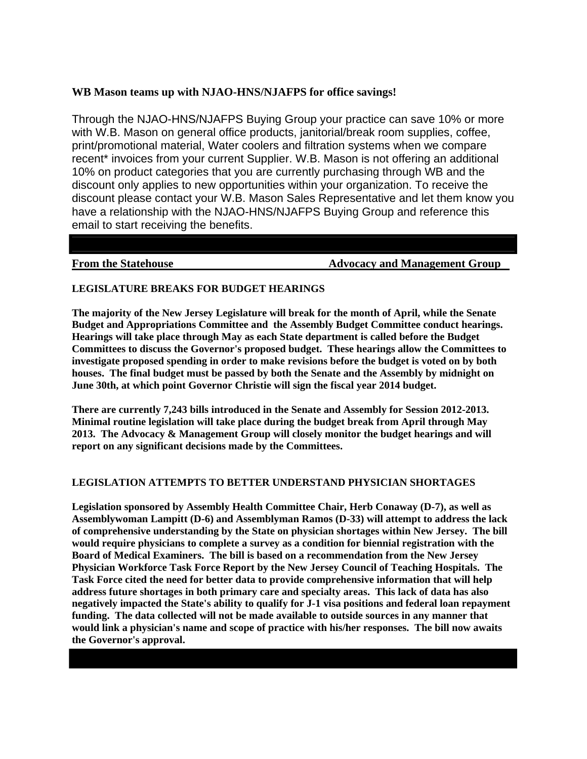**WB Mason teams up with NJAO-HNS/NJAFPS for office savings!**

Through the NJAO-HNS/NJAFPS Buying Group your practice can save 10% or more with W.B. Mason on general office products, janitorial/break room supplies, coffee, print/promotional material, Water coolers and filtration systems when we compare recent* invoices from your current Supplier. W.B. Mason is not offering an additional 10% on product categories that you are currently purchasing through WB and the discount only applies to new opportunities within your organization. To receive the discount please contact your W.B. Mason Sales Representative and let them know you have a relationship with the NJAO-HNS/NJAFPS Buying Group and reference this email to start receiving the benefits.

---

**From the Statehouse** **Advocacy and Management Group**

**LEGISLATURE BREAKS FOR BUDGET HEARINGS**

**The majority of the New Jersey Legislature will break for the month of April, while the Senate Budget and Appropriations Committee and the Assembly Budget Committee conduct hearings. Hearings will take place through May as each State department is called before the Budget Committees to discuss the Governor's proposed budget. These hearings allow the Committees to investigate proposed spending in order to make revisions before the budget is voted on by both houses. The final budget must be passed by both the Senate and the Assembly by midnight on June 30th, at which point Governor Christie will sign the fiscal year 2014 budget.**

**There are currently 7,243 bills introduced in the Senate and Assembly for Session 2012-2013. Minimal routine legislation will take place during the budget break from April through May 2013. The Advocacy & Management Group will closely monitor the budget hearings and will report on any significant decisions made by the Committees.**

**LEGISLATION ATTEMPTS TO BETTER UNDERSTAND PHYSICIAN SHORTAGES**

**Legislation sponsored by Assembly Health Committee Chair, Herb Conaway (D-7), as well as Assemblywoman Lampitt (D-6) and Assemblyman Ramos (D-33) will attempt to address the lack of comprehensive understanding by the State on physician shortages within New Jersey. The bill would require physicians to complete a survey as a condition for biennial registration with the Board of Medical Examiners. The bill is based on a recommendation from the New Jersey Physician Workforce Task Force Report by the New Jersey Council of Teaching Hospitals. The Task Force cited the need for better data to provide comprehensive information that will help address future shortages in both primary care and specialty areas. This lack of data has also negatively impacted the State's ability to qualify for J-1 visa positions and federal loan repayment funding. The data collected will not be made available to outside sources in any manner that would link a physician's name and scope of practice with his/her responses. The bill now awaits the Governor's approval.**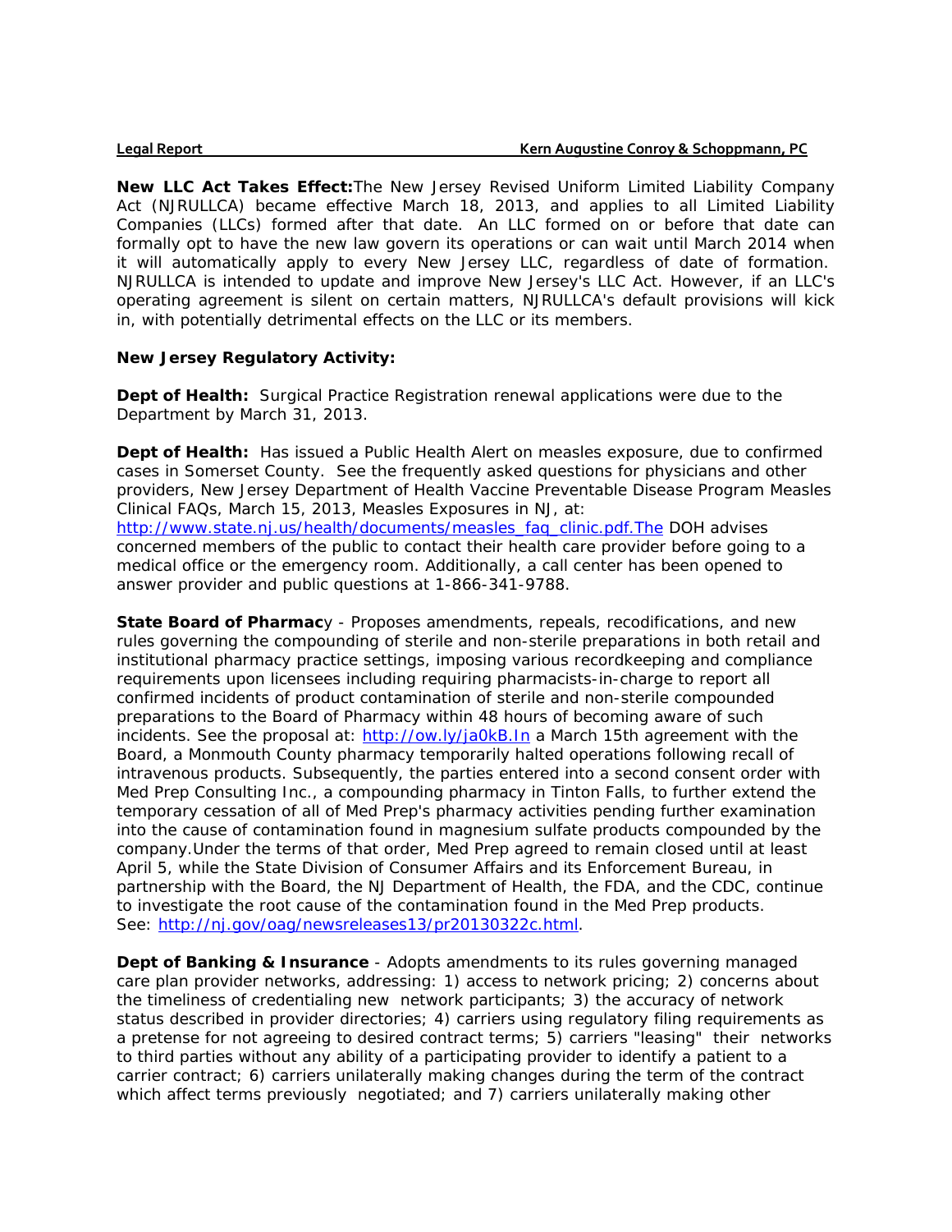**New LLC Act Takes Effect:** The New Jersey Revised Uniform Limited Liability Company Act (NJRULLCA) became effective March 18, 2013, and applies to all Limited Liability Companies (LLCs) formed after that date. An LLC formed on or before that date can formally opt to have the new law govern its operations or can wait until March 2014 when it will automatically apply to every New Jersey LLC, regardless of date of formation. NJRULLCA is intended to update and improve New Jersey's LLC Act. However, if an LLC's operating agreement is silent on certain matters, NJRULLCA's default provisions will kick in, with potentially detrimental effects on the LLC or its members.

**New Jersey Regulatory Activity:**

**Dept of Health:** Surgical Practice Registration renewal applications were due to the Department by March 31, 2013.

**Dept of Health:** Has issued a Public Health Alert on measles exposure, due to confirmed cases in Somerset County. See the frequently asked questions for physicians and other providers, New Jersey Department of Health Vaccine Preventable Disease Program Measles Clinical FAQs, March 15, 2013, Measles Exposures in NJ, at: http://www.state.nj.us/health/documents/measles_faq_clinic.pdf.The DOH advises concerned members of the public to contact their health care provider before going to a medical office or the emergency room. Additionally, a call center has been opened to answer provider and public questions at 1-866-341-9788.

**State Board of Pharmacy** - Proposes amendments, repeals, recodifications, and new rules governing the compounding of sterile and non-sterile preparations in both retail and institutional pharmacy practice settings, imposing various recordkeeping and compliance requirements upon licensees including requiring pharmacists-in-charge to report all confirmed incidents of product contamination of sterile and non-sterile compounded preparations to the Board of Pharmacy within 48 hours of becoming aware of such incidents. See the proposal at: http://ow.ly/ja0kB.In a March 15th agreement with the Board, a Monmouth County pharmacy temporarily halted operations following recall of intravenous products. Subsequently, the parties entered into a second consent order with Med Prep Consulting Inc., a compounding pharmacy in Tinton Falls, to further extend the temporary cessation of all of Med Prep's pharmacy activities pending further examination into the cause of contamination found in magnesium sulfate products compounded by the company.Under the terms of that order, Med Prep agreed to remain closed until at least April 5, while the State Division of Consumer Affairs and its Enforcement Bureau, in partnership with the Board, the NJ Department of Health, the FDA, and the CDC, continue to investigate the root cause of the contamination found in the Med Prep products. See: http://nj.gov/oag/newsreleases13/pr20130322c.html.

**Dept of Banking & Insurance** - Adopts amendments to its rules governing managed care plan provider networks, addressing: 1) access to network pricing; 2) concerns about the timeliness of credentialing new network participants; 3) the accuracy of network status described in provider directories; 4) carriers using regulatory filing requirements as a pretense for not agreeing to desired contract terms; 5) carriers "leasing" their networks to third parties without any ability of a participating provider to identify a patient to a carrier contract; 6) carriers unilaterally making changes during the term of the contract which affect terms previously negotiated; and 7) carriers unilaterally making other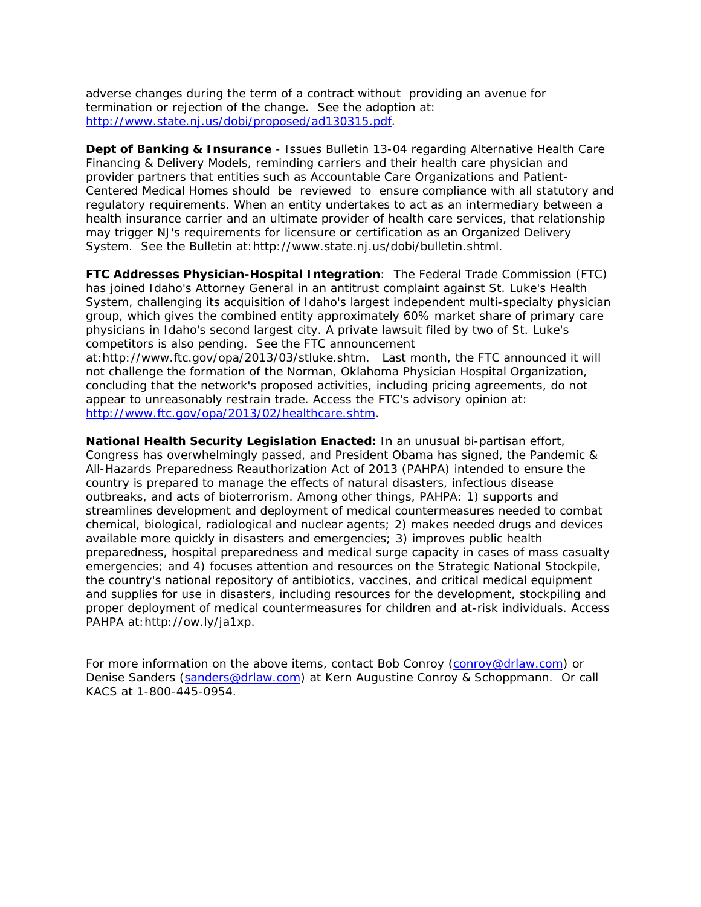adverse changes during the term of a contract without providing an avenue for termination or rejection of the change. See the adoption at: http://www.state.nj.us/dobi/proposed/ad130315.pdf.

**Dept of Banking & Insurance** - Issues Bulletin 13-04 regarding Alternative Health Care Financing & Delivery Models, reminding carriers and their health care physician and provider partners that entities such as Accountable Care Organizations and Patient-Centered Medical Homes should be reviewed to ensure compliance with all statutory and regulatory requirements. When an entity undertakes to act as an intermediary between a health insurance carrier and an ultimate provider of health care services, that relationship may trigger NJ's requirements for licensure or certification as an Organized Delivery System. See the Bulletin at: http://www.state.nj.us/dobi/bulletin.shtml.

**FTC Addresses Physician-Hospital Integration**: The Federal Trade Commission (FTC) has joined Idaho's Attorney General in an antitrust complaint against St. Luke's Health System, challenging its acquisition of Idaho's largest independent multi-specialty physician group, which gives the combined entity approximately 60% market share of primary care physicians in Idaho's second largest city. A private lawsuit filed by two of St. Luke's competitors is also pending. See the FTC announcement at: http://www.ftc.gov/opa/2013/03/stluke.shtm. Last month, the FTC announced it will not challenge the formation of the Norman, Oklahoma Physician Hospital Organization, concluding that the network's proposed activities, including pricing agreements, do not appear to unreasonably restrain trade. Access the FTC's advisory opinion at: http://www.ftc.gov/opa/2013/02/healthcare.shtm.

**National Health Security Legislation Enacted:** In an unusual bi-partisan effort, Congress has overwhelmingly passed, and President Obama has signed, the Pandemic & All-Hazards Preparedness Reauthorization Act of 2013 (PAHPA) intended to ensure the country is prepared to manage the effects of natural disasters, infectious disease outbreaks, and acts of bioterrorism. Among other things, PAHPA: 1) supports and streamlines development and deployment of medical countermeasures needed to combat chemical, biological, radiological and nuclear agents; 2) makes needed drugs and devices available more quickly in disasters and emergencies; 3) improves public health preparedness, hospital preparedness and medical surge capacity in cases of mass casualty emergencies; and 4) focuses attention and resources on the Strategic National Stockpile, the country's national repository of antibiotics, vaccines, and critical medical equipment and supplies for use in disasters, including resources for the development, stockpiling and proper deployment of medical countermeasures for children and at-risk individuals. Access PAHPA at: http://ow.ly/ja1xp.

For more information on the above items, contact Bob Conroy (conroy@drlaw.com) or Denise Sanders (sanders@drlaw.com) at Kern Augustine Conroy & Schoppmann. Or call KACS at 1-800-445-0954.